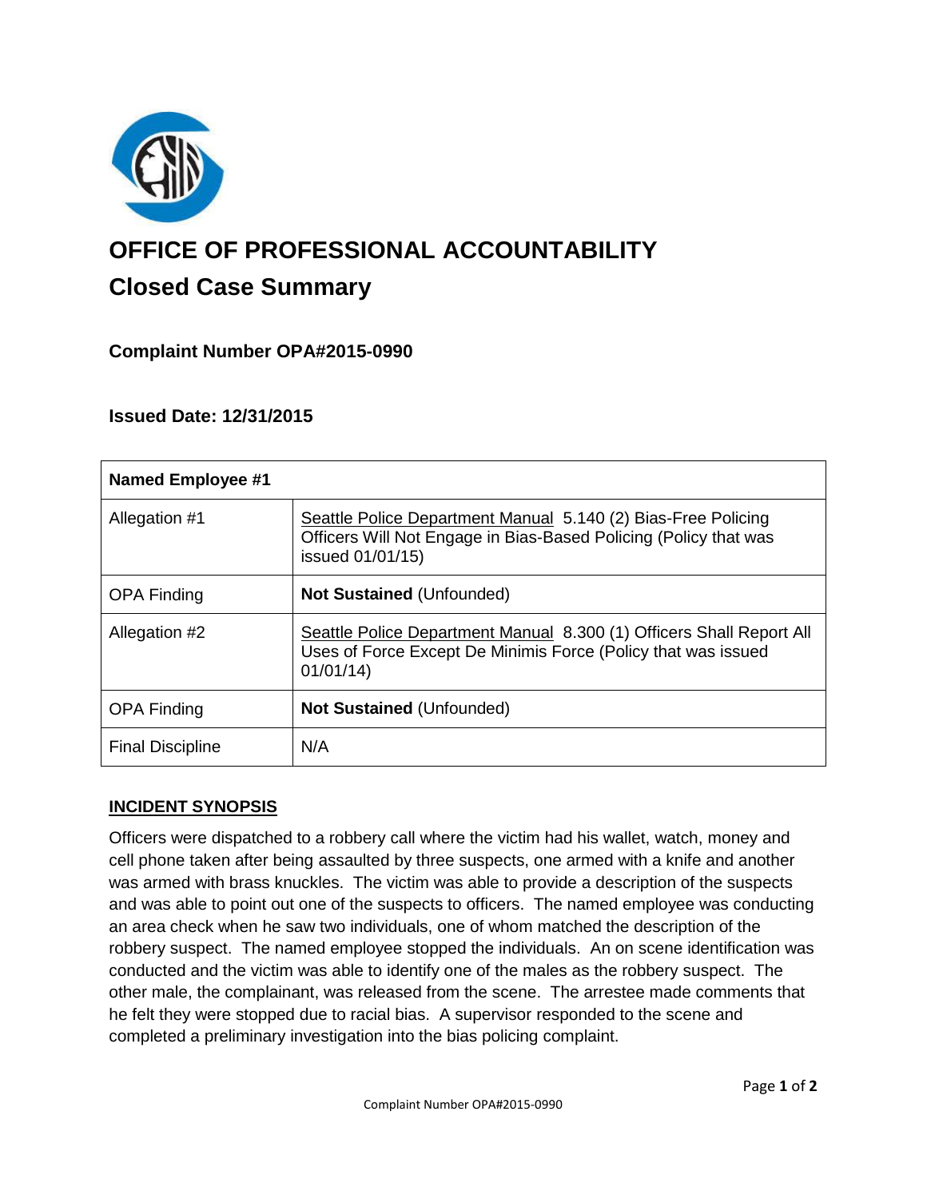# OFFICE OF PROFESSIONAL ACCOUNTABILITY

## Closed Case Summary

### Complaint Number OPA#2015-0990

### Issued Date: 12/31/2015

| Named Employee #1 | |
|---|---|
| Allegation #1 | Seattle Police Department Manual 5.140 (2) Bias-Free Policing Officers Will Not Engage in Bias-Based Policing (Policy that was issued 01/01/15) |
| OPA Finding | **Not Sustained** (Unfounded) |
| Allegation #2 | Seattle Police Department Manual 8.300 (1) Officers Shall Report All Uses of Force Except De Minimis Force (Policy that was issued 01/01/14) |
| OPA Finding | **Not Sustained** (Unfounded) |
| Final Discipline | N/A |

**INCIDENT SYNOPSIS**

Officers were dispatched to a robbery call where the victim had his wallet, watch, money and cell phone taken after being assaulted by three suspects, one armed with a knife and another was armed with brass knuckles. The victim was able to provide a description of the suspects and was able to point out one of the suspects to officers. The named employee was conducting an area check when he saw two individuals, one of whom matched the description of the robbery suspect. The named employee stopped the individuals. An on scene identification was conducted and the victim was able to identify one of the males as the robbery suspect. The other male, the complainant, was released from the scene. The arrestee made comments that he felt they were stopped due to racial bias. A supervisor responded to the scene and completed a preliminary investigation into the bias policing complaint.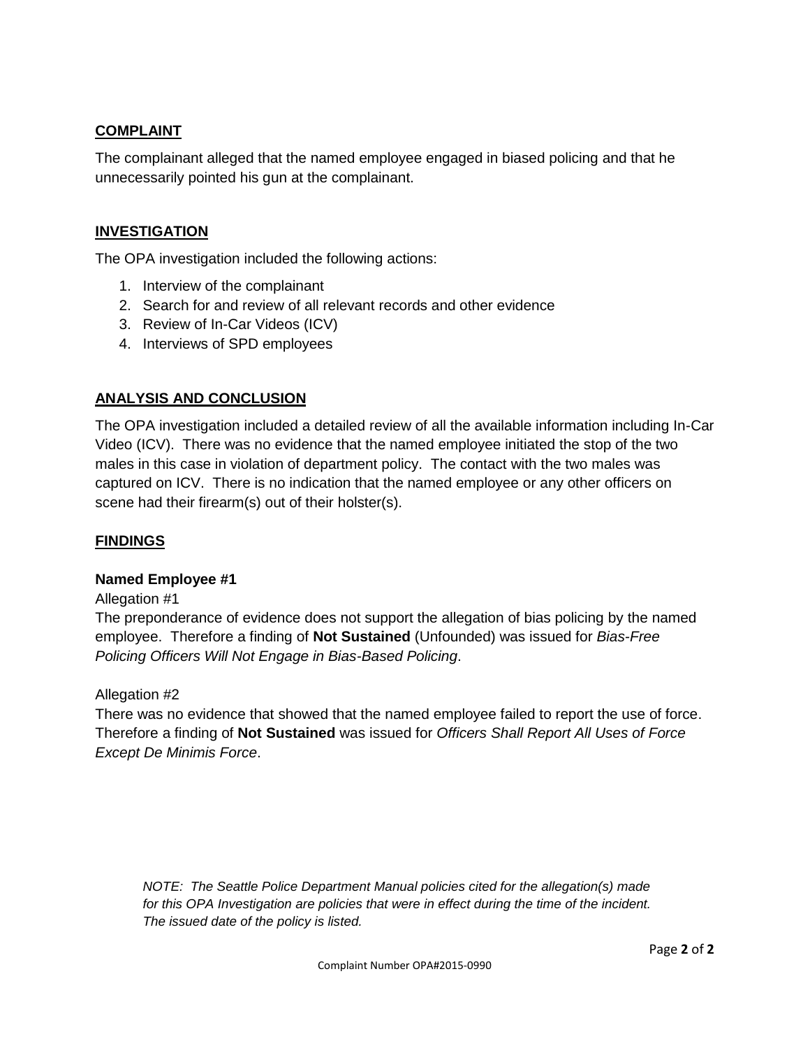## COMPLAINT

The complainant alleged that the named employee engaged in biased policing and that he unnecessarily pointed his gun at the complainant.

## INVESTIGATION

The OPA investigation included the following actions:

1. Interview of the complainant
2. Search for and review of all relevant records and other evidence
3. Review of In-Car Videos (ICV)
4. Interviews of SPD employees

## ANALYSIS AND CONCLUSION

The OPA investigation included a detailed review of all the available information including In-Car Video (ICV). There was no evidence that the named employee initiated the stop of the two males in this case in violation of department policy. The contact with the two males was captured on ICV. There is no indication that the named employee or any other officers on scene had their firearm(s) out of their holster(s).

## FINDINGS

**Named Employee #1**

Allegation #1
The preponderance of evidence does not support the allegation of bias policing by the named employee. Therefore a finding of **Not Sustained** (Unfounded) was issued for *Bias-Free Policing Officers Will Not Engage in Bias-Based Policing*.

Allegation #2
There was no evidence that showed that the named employee failed to report the use of force. Therefore a finding of **Not Sustained** was issued for *Officers Shall Report All Uses of Force Except De Minimis Force*.

*NOTE: The Seattle Police Department Manual policies cited for the allegation(s) made for this OPA Investigation are policies that were in effect during the time of the incident. The issued date of the policy is listed.*

Complaint Number OPA#2015-0990